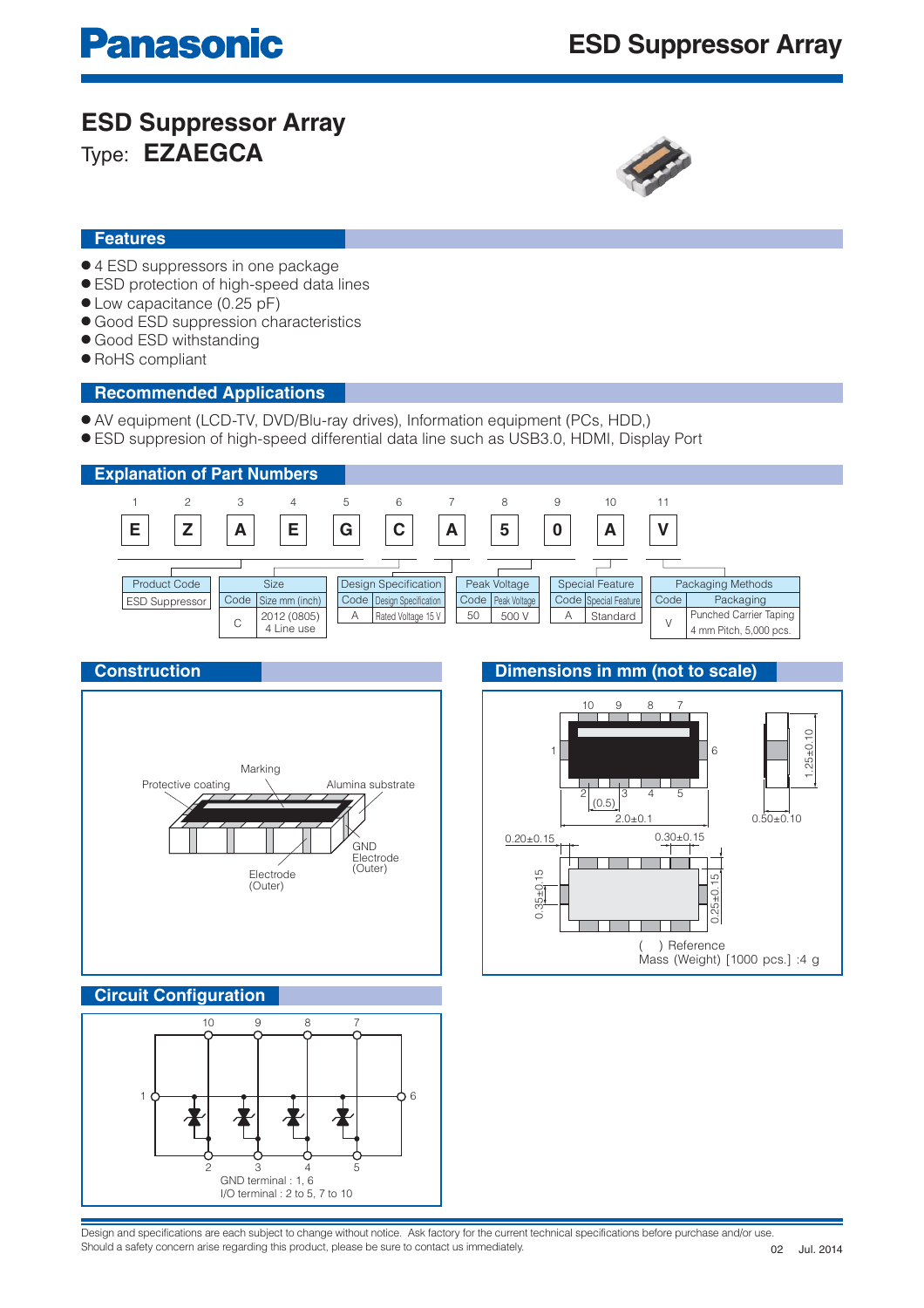# ESD Suppressor Array

Type: **EZAEGCA**

## Features

- 4 ESD suppressors in one package
- ESD protection of high-speed data lines
- Low capacitance (0.25 pF)
- Good ESD suppression characteristics
- Good ESD withstanding
- RoHS compliant

## Recommended Applications

- AV equipment (LCD-TV, DVD/Blu-ray drives), Information equipment (PCs, HDD,)
- ESD suppresion of high-speed differential data line such as USB3.0, HDMI, Display Port

## Explanation of Part Numbers

| 1 | 2 | 3 | 4 | 5 | 6 | 7 | 8 | 9 | 10 | 11 |
|---|---|---|---|---|---|---|---|---|---|---|
| E | Z | A | E | G | C | A | 5 | 0 | A | V |

**Product Code**

| Product Code |
|---|
| ESD Suppressor |

**Size**

| Code | Size mm (inch) |
|---|---|
| C | 2012 (0805) 4 Line use |

**Design Specification**

| Code | Design Specification |
|---|---|
| A | Rated Voltage 15 V |

**Peak Voltage**

| Code | Peak Voltage |
|---|---|
| 50 | 500 V |

**Special Feature**

| Code | Special Feature |
|---|---|
| A | Standard |

**Packaging Methods**

| Code | Packaging |
|---|---|
| V | Punched Carrier Taping 4 mm Pitch, 5,000 pcs. |

## Construction

Marking, Protective coating, Alumina substrate, GND Electrode (Outer), Electrode (Outer)

## Dimensions in mm (not to scale)

2.0±0.1, 1.25±0.10, 0.50±0.10, (0.5), 0.20±0.15, 0.30±0.15, 0.35±0.15, 0.25±0.15

( ) Reference

Mass (Weight) [1000 pcs.] :4 g

## Circuit Configuration

GND terminal : 1, 6

I/O terminal : 2 to 5, 7 to 10

Design and specifications are each subject to change without notice. Ask factory for the current technical specifications before purchase and/or use.
Should a safety concern arise regarding this product, please be sure to contact us immediately.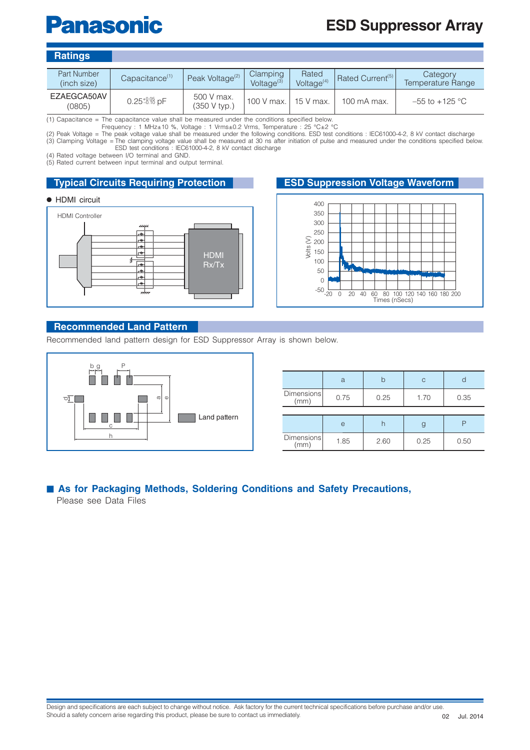# ESD Suppressor Array

## Ratings

| Part Number (inch size) | Capacitance(1) | Peak Voltage(2) | Clamping Voltage(3) | Rated Voltage(4) | Rated Current(5) | Category Temperature Range |
|---|---|---|---|---|---|---|
| EZAEGCA50AV (0805) | $0.25^{+0.05}_{-0.10}$ pF | 500 V max. (350 V typ.) | 100 V max. | 15 V max. | 100 mA max. | –55 to +125 °C |

(1) Capacitance = The capacitance value shall be measured under the conditions specified below.
Frequency : 1 MHz±10 %, Voltage : 1 Vrms±0.2 Vrms, Temperature : 25 °C±2 °C
(2) Peak Voltage = The peak voltage value shall be measured under the following conditions. ESD test conditions : IEC61000-4-2, 8 kV contact discharge
(3) Clamping Voltage = The clamping voltage value shall be measured at 30 ns after initiation of pulse and measured under the conditions specified below.
ESD test conditions : IEC61000-4-2, 8 kV contact discharge
(4) Rated voltage between I/O terminal and GND.
(5) Rated current between input terminal and output terminal.

## Typical Circuits Requiring Protection

● HDMI circuit

HDMI Controller

HDMI Rx/Tx

## ESD Suppression Voltage Waveform

Volts (V)
400
350
300
250
200
150
100
50
0
-50
-20 0 20 40 60 80 100 120 140 160 180 200
Times (nSecs)

## Recommended Land Pattern

Recommended land pattern design for ESD Suppressor Array is shown below.

b g P
d a e
c
h
Land pattern

| | a | b | c | d |
|---|---|---|---|---|
| Dimensions (mm) | 0.75 | 0.25 | 1.70 | 0.35 |

| | e | h | g | P |
|---|---|---|---|---|
| Dimensions (mm) | 1.85 | 2.60 | 0.25 | 0.50 |

### ■ As for Packaging Methods, Soldering Conditions and Safety Precautions,

Please see Data Files

Design and specifications are each subject to change without notice. Ask factory for the current technical specifications before purchase and/or use.
Should a safety concern arise regarding this product, please be sure to contact us immediately.